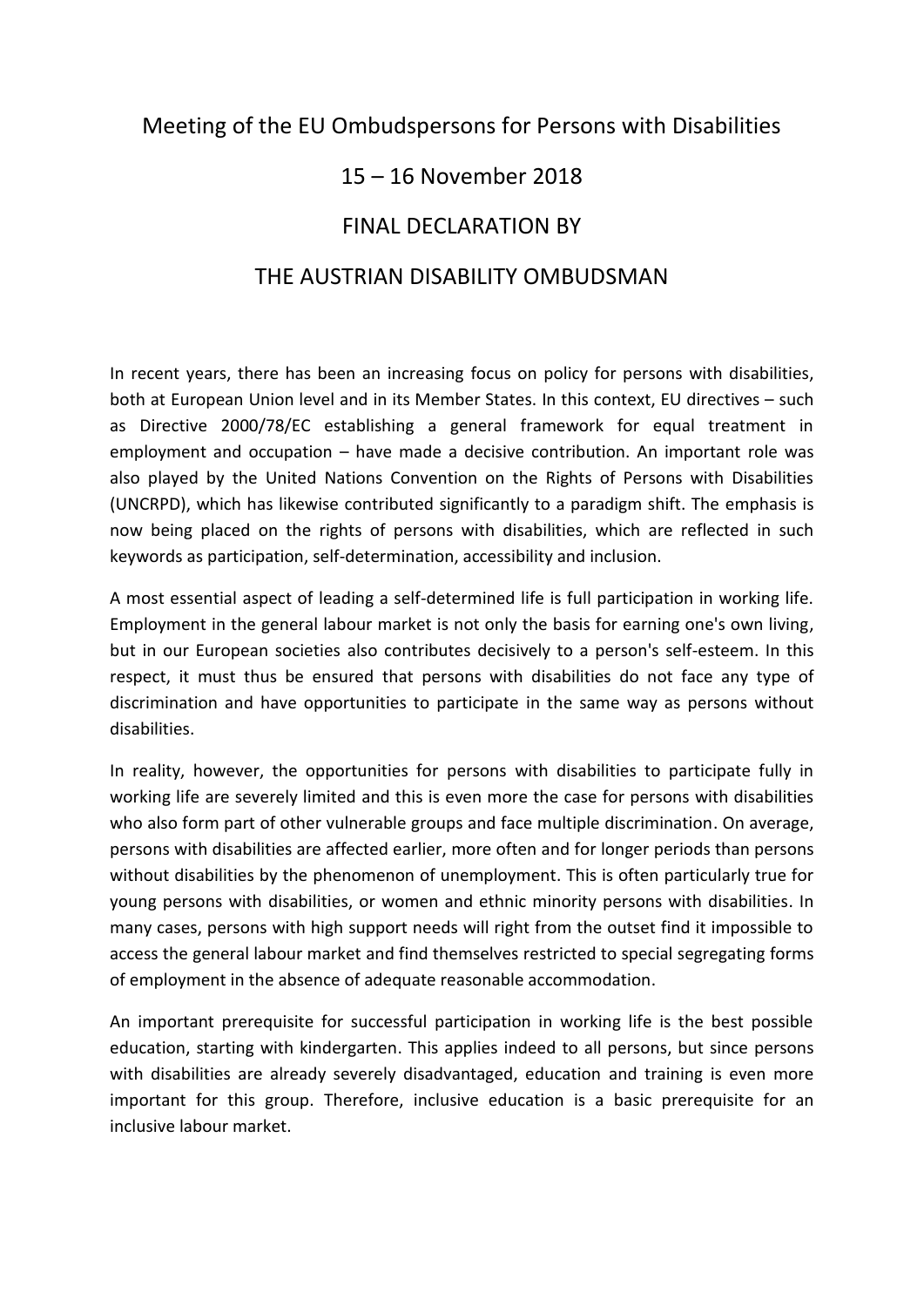# Meeting of the EU Ombudspersons for Persons with Disabilities

## 15 – 16 November 2018

## FINAL DECLARATION BY

## THE AUSTRIAN DISABILITY OMBUDSMAN

In recent years, there has been an increasing focus on policy for persons with disabilities, both at European Union level and in its Member States. In this context, EU directives – such as Directive 2000/78/EC establishing a general framework for equal treatment in employment and occupation – have made a decisive contribution. An important role was also played by the United Nations Convention on the Rights of Persons with Disabilities (UNCRPD), which has likewise contributed significantly to a paradigm shift. The emphasis is now being placed on the rights of persons with disabilities, which are reflected in such keywords as participation, self-determination, accessibility and inclusion.

A most essential aspect of leading a self-determined life is full participation in working life. Employment in the general labour market is not only the basis for earning one's own living, but in our European societies also contributes decisively to a person's self-esteem. In this respect, it must thus be ensured that persons with disabilities do not face any type of discrimination and have opportunities to participate in the same way as persons without disabilities.

In reality, however, the opportunities for persons with disabilities to participate fully in working life are severely limited and this is even more the case for persons with disabilities who also form part of other vulnerable groups and face multiple discrimination. On average, persons with disabilities are affected earlier, more often and for longer periods than persons without disabilities by the phenomenon of unemployment. This is often particularly true for young persons with disabilities, or women and ethnic minority persons with disabilities. In many cases, persons with high support needs will right from the outset find it impossible to access the general labour market and find themselves restricted to special segregating forms of employment in the absence of adequate reasonable accommodation.

An important prerequisite for successful participation in working life is the best possible education, starting with kindergarten. This applies indeed to all persons, but since persons with disabilities are already severely disadvantaged, education and training is even more important for this group. Therefore, inclusive education is a basic prerequisite for an inclusive labour market.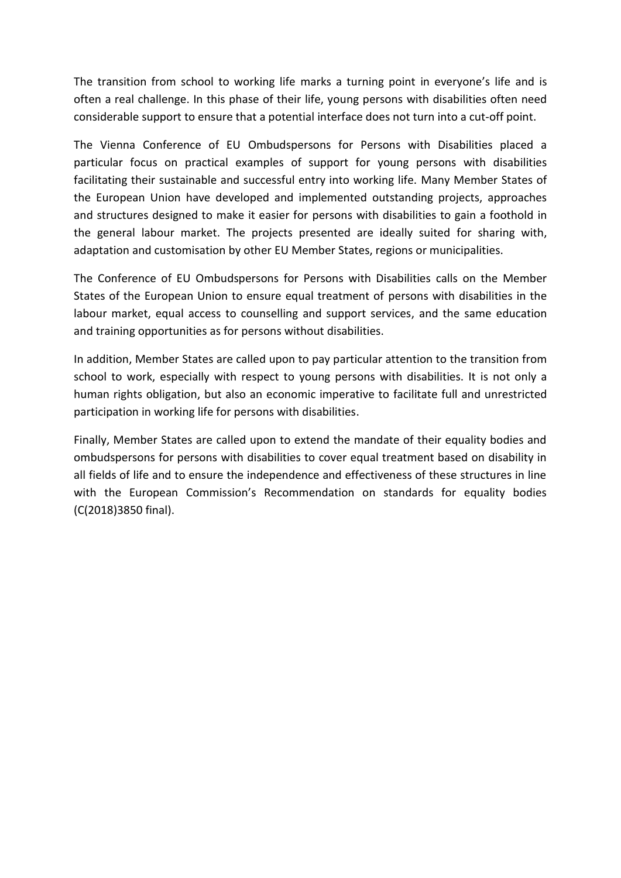The transition from school to working life marks a turning point in everyone's life and is often a real challenge. In this phase of their life, young persons with disabilities often need considerable support to ensure that a potential interface does not turn into a cut-off point.

The Vienna Conference of EU Ombudspersons for Persons with Disabilities placed a particular focus on practical examples of support for young persons with disabilities facilitating their sustainable and successful entry into working life. Many Member States of the European Union have developed and implemented outstanding projects, approaches and structures designed to make it easier for persons with disabilities to gain a foothold in the general labour market. The projects presented are ideally suited for sharing with, adaptation and customisation by other EU Member States, regions or municipalities.

The Conference of EU Ombudspersons for Persons with Disabilities calls on the Member States of the European Union to ensure equal treatment of persons with disabilities in the labour market, equal access to counselling and support services, and the same education and training opportunities as for persons without disabilities.

In addition, Member States are called upon to pay particular attention to the transition from school to work, especially with respect to young persons with disabilities. It is not only a human rights obligation, but also an economic imperative to facilitate full and unrestricted participation in working life for persons with disabilities.

Finally, Member States are called upon to extend the mandate of their equality bodies and ombudspersons for persons with disabilities to cover equal treatment based on disability in all fields of life and to ensure the independence and effectiveness of these structures in line with the European Commission's Recommendation on standards for equality bodies (C(2018)3850 final).